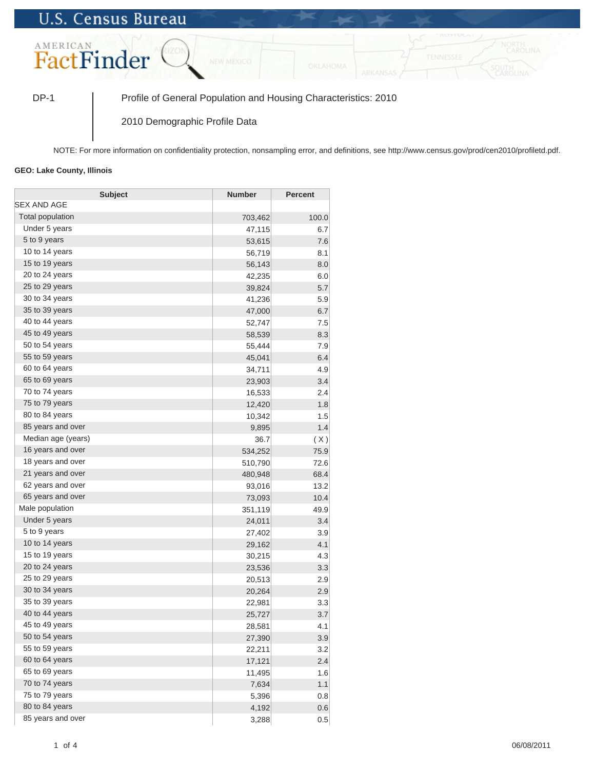U.S. Census Bureau

AMERICAN FactFinder

DP-1 | Profile of General Population and Housing Characteristics: 2010

2010 Demographic Profile Data

NOTE: For more information on confidentiality protection, nonsampling error, and definitions, see http://www.census.gov/prod/cen2010/profiletd.pdf.

**GEO: Lake County, Illinois**

| Subject | Number | Percent |
|---|---|---|
| SEX AND AGE | | |
| Total population | 703,462 | 100.0 |
| Under 5 years | 47,115 | 6.7 |
| 5 to 9 years | 53,615 | 7.6 |
| 10 to 14 years | 56,719 | 8.1 |
| 15 to 19 years | 56,143 | 8.0 |
| 20 to 24 years | 42,235 | 6.0 |
| 25 to 29 years | 39,824 | 5.7 |
| 30 to 34 years | 41,236 | 5.9 |
| 35 to 39 years | 47,000 | 6.7 |
| 40 to 44 years | 52,747 | 7.5 |
| 45 to 49 years | 58,539 | 8.3 |
| 50 to 54 years | 55,444 | 7.9 |
| 55 to 59 years | 45,041 | 6.4 |
| 60 to 64 years | 34,711 | 4.9 |
| 65 to 69 years | 23,903 | 3.4 |
| 70 to 74 years | 16,533 | 2.4 |
| 75 to 79 years | 12,420 | 1.8 |
| 80 to 84 years | 10,342 | 1.5 |
| 85 years and over | 9,895 | 1.4 |
| Median age (years) | 36.7 | ( X ) |
| 16 years and over | 534,252 | 75.9 |
| 18 years and over | 510,790 | 72.6 |
| 21 years and over | 480,948 | 68.4 |
| 62 years and over | 93,016 | 13.2 |
| 65 years and over | 73,093 | 10.4 |
| Male population | 351,119 | 49.9 |
| Under 5 years | 24,011 | 3.4 |
| 5 to 9 years | 27,402 | 3.9 |
| 10 to 14 years | 29,162 | 4.1 |
| 15 to 19 years | 30,215 | 4.3 |
| 20 to 24 years | 23,536 | 3.3 |
| 25 to 29 years | 20,513 | 2.9 |
| 30 to 34 years | 20,264 | 2.9 |
| 35 to 39 years | 22,981 | 3.3 |
| 40 to 44 years | 25,727 | 3.7 |
| 45 to 49 years | 28,581 | 4.1 |
| 50 to 54 years | 27,390 | 3.9 |
| 55 to 59 years | 22,211 | 3.2 |
| 60 to 64 years | 17,121 | 2.4 |
| 65 to 69 years | 11,495 | 1.6 |
| 70 to 74 years | 7,634 | 1.1 |
| 75 to 79 years | 5,396 | 0.8 |
| 80 to 84 years | 4,192 | 0.6 |
| 85 years and over | 3,288 | 0.5 |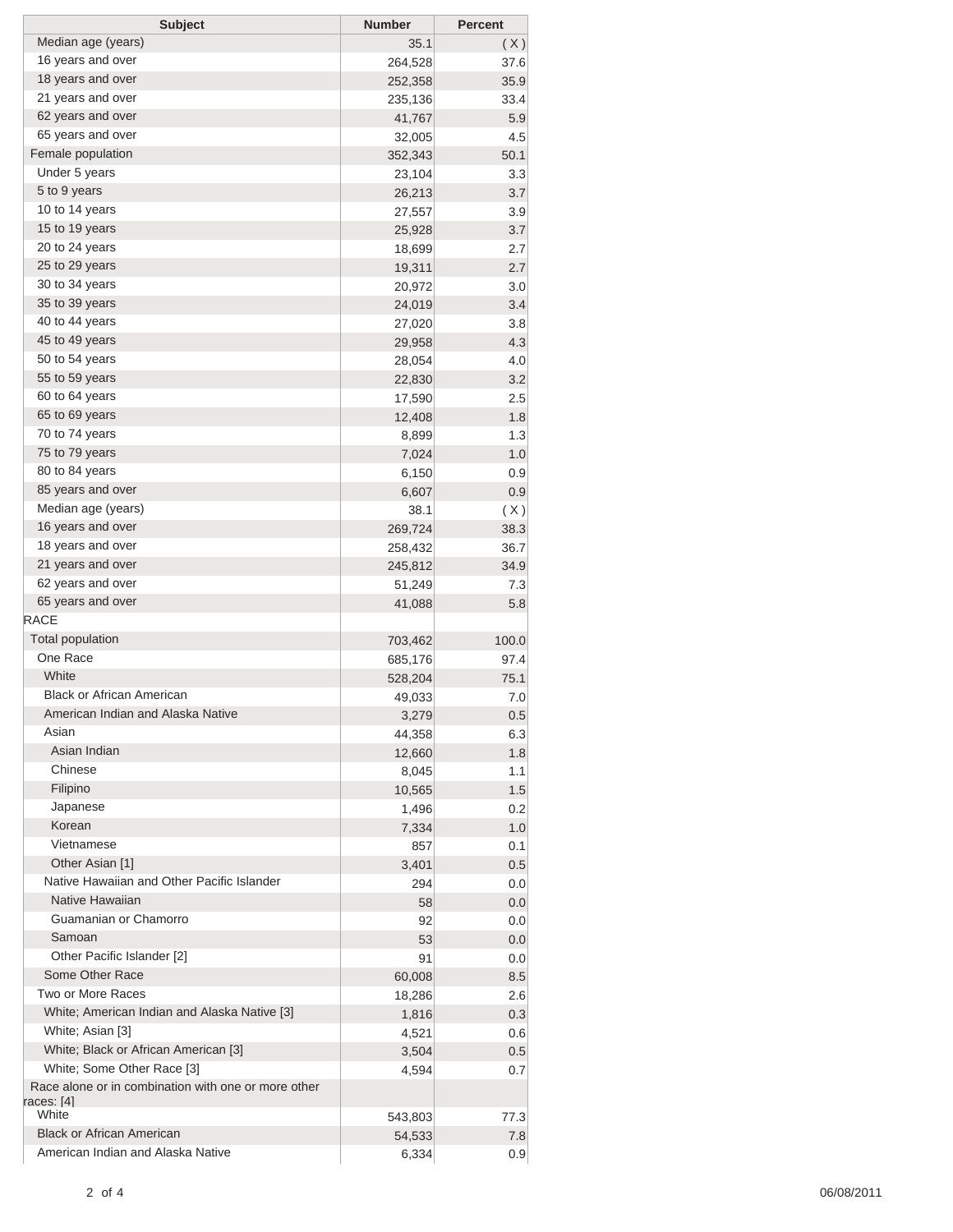| Subject | Number | Percent |
|---|---|---|
| Median age (years) | 35.1 | ( X ) |
| 16 years and over | 264,528 | 37.6 |
| 18 years and over | 252,358 | 35.9 |
| 21 years and over | 235,136 | 33.4 |
| 62 years and over | 41,767 | 5.9 |
| 65 years and over | 32,005 | 4.5 |
| Female population | 352,343 | 50.1 |
| Under 5 years | 23,104 | 3.3 |
| 5 to 9 years | 26,213 | 3.7 |
| 10 to 14 years | 27,557 | 3.9 |
| 15 to 19 years | 25,928 | 3.7 |
| 20 to 24 years | 18,699 | 2.7 |
| 25 to 29 years | 19,311 | 2.7 |
| 30 to 34 years | 20,972 | 3.0 |
| 35 to 39 years | 24,019 | 3.4 |
| 40 to 44 years | 27,020 | 3.8 |
| 45 to 49 years | 29,958 | 4.3 |
| 50 to 54 years | 28,054 | 4.0 |
| 55 to 59 years | 22,830 | 3.2 |
| 60 to 64 years | 17,590 | 2.5 |
| 65 to 69 years | 12,408 | 1.8 |
| 70 to 74 years | 8,899 | 1.3 |
| 75 to 79 years | 7,024 | 1.0 |
| 80 to 84 years | 6,150 | 0.9 |
| 85 years and over | 6,607 | 0.9 |
| Median age (years) | 38.1 | ( X ) |
| 16 years and over | 269,724 | 38.3 |
| 18 years and over | 258,432 | 36.7 |
| 21 years and over | 245,812 | 34.9 |
| 62 years and over | 51,249 | 7.3 |
| 65 years and over | 41,088 | 5.8 |
| RACE | | |
| Total population | 703,462 | 100.0 |
| One Race | 685,176 | 97.4 |
| White | 528,204 | 75.1 |
| Black or African American | 49,033 | 7.0 |
| American Indian and Alaska Native | 3,279 | 0.5 |
| Asian | 44,358 | 6.3 |
| Asian Indian | 12,660 | 1.8 |
| Chinese | 8,045 | 1.1 |
| Filipino | 10,565 | 1.5 |
| Japanese | 1,496 | 0.2 |
| Korean | 7,334 | 1.0 |
| Vietnamese | 857 | 0.1 |
| Other Asian [1] | 3,401 | 0.5 |
| Native Hawaiian and Other Pacific Islander | 294 | 0.0 |
| Native Hawaiian | 58 | 0.0 |
| Guamanian or Chamorro | 92 | 0.0 |
| Samoan | 53 | 0.0 |
| Other Pacific Islander [2] | 91 | 0.0 |
| Some Other Race | 60,008 | 8.5 |
| Two or More Races | 18,286 | 2.6 |
| White; American Indian and Alaska Native [3] | 1,816 | 0.3 |
| White; Asian [3] | 4,521 | 0.6 |
| White; Black or African American [3] | 3,504 | 0.5 |
| White; Some Other Race [3] | 4,594 | 0.7 |
| Race alone or in combination with one or more other races: [4] | | |
| White | 543,803 | 77.3 |
| Black or African American | 54,533 | 7.8 |
| American Indian and Alaska Native | 6,334 | 0.9 |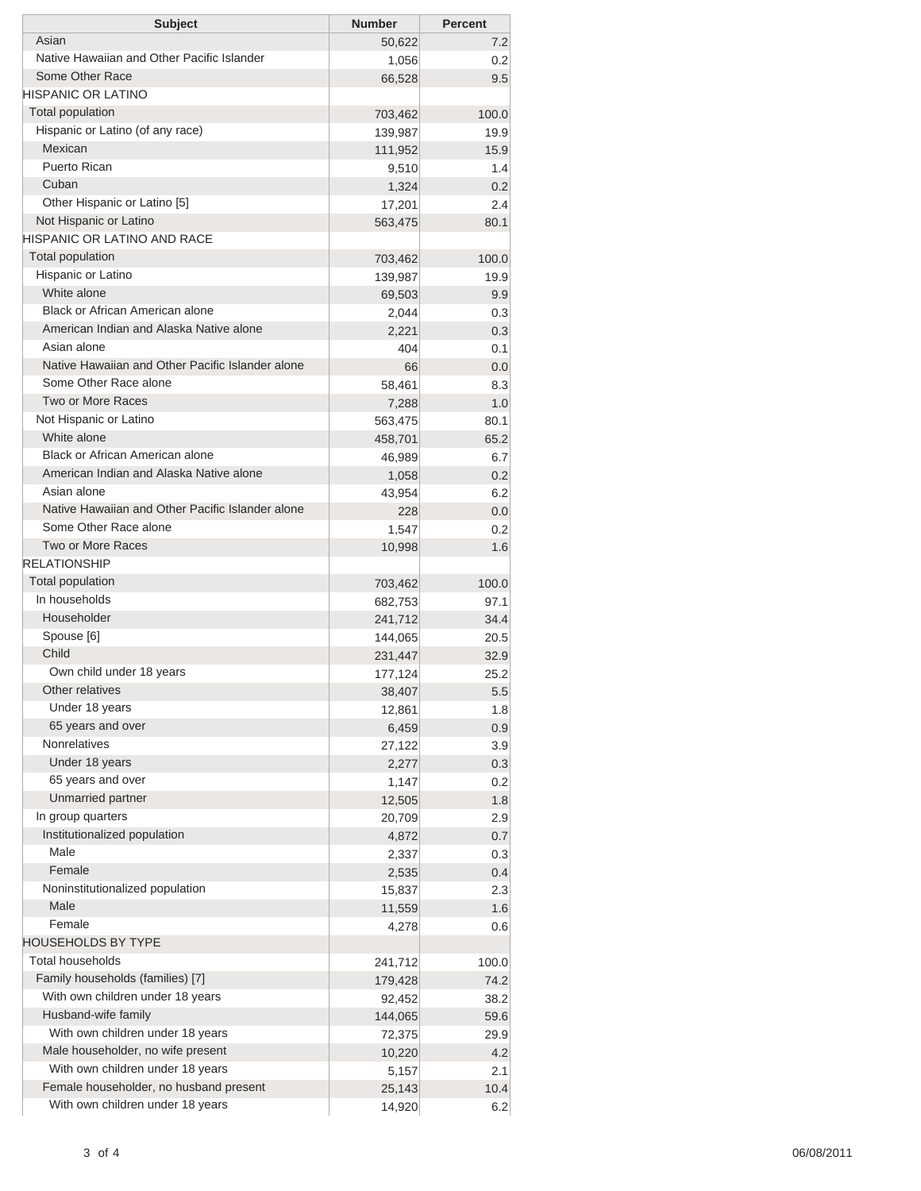| Subject | Number | Percent |
|---|---|---|
| Asian | 50,622 | 7.2 |
| Native Hawaiian and Other Pacific Islander | 1,056 | 0.2 |
| Some Other Race | 66,528 | 9.5 |
| HISPANIC OR LATINO | | |
| Total population | 703,462 | 100.0 |
| Hispanic or Latino (of any race) | 139,987 | 19.9 |
| Mexican | 111,952 | 15.9 |
| Puerto Rican | 9,510 | 1.4 |
| Cuban | 1,324 | 0.2 |
| Other Hispanic or Latino [5] | 17,201 | 2.4 |
| Not Hispanic or Latino | 563,475 | 80.1 |
| HISPANIC OR LATINO AND RACE | | |
| Total population | 703,462 | 100.0 |
| Hispanic or Latino | 139,987 | 19.9 |
| White alone | 69,503 | 9.9 |
| Black or African American alone | 2,044 | 0.3 |
| American Indian and Alaska Native alone | 2,221 | 0.3 |
| Asian alone | 404 | 0.1 |
| Native Hawaiian and Other Pacific Islander alone | 66 | 0.0 |
| Some Other Race alone | 58,461 | 8.3 |
| Two or More Races | 7,288 | 1.0 |
| Not Hispanic or Latino | 563,475 | 80.1 |
| White alone | 458,701 | 65.2 |
| Black or African American alone | 46,989 | 6.7 |
| American Indian and Alaska Native alone | 1,058 | 0.2 |
| Asian alone | 43,954 | 6.2 |
| Native Hawaiian and Other Pacific Islander alone | 228 | 0.0 |
| Some Other Race alone | 1,547 | 0.2 |
| Two or More Races | 10,998 | 1.6 |
| RELATIONSHIP | | |
| Total population | 703,462 | 100.0 |
| In households | 682,753 | 97.1 |
| Householder | 241,712 | 34.4 |
| Spouse [6] | 144,065 | 20.5 |
| Child | 231,447 | 32.9 |
| Own child under 18 years | 177,124 | 25.2 |
| Other relatives | 38,407 | 5.5 |
| Under 18 years | 12,861 | 1.8 |
| 65 years and over | 6,459 | 0.9 |
| Nonrelatives | 27,122 | 3.9 |
| Under 18 years | 2,277 | 0.3 |
| 65 years and over | 1,147 | 0.2 |
| Unmarried partner | 12,505 | 1.8 |
| In group quarters | 20,709 | 2.9 |
| Institutionalized population | 4,872 | 0.7 |
| Male | 2,337 | 0.3 |
| Female | 2,535 | 0.4 |
| Noninstitutionalized population | 15,837 | 2.3 |
| Male | 11,559 | 1.6 |
| Female | 4,278 | 0.6 |
| HOUSEHOLDS BY TYPE | | |
| Total households | 241,712 | 100.0 |
| Family households (families) [7] | 179,428 | 74.2 |
| With own children under 18 years | 92,452 | 38.2 |
| Husband-wife family | 144,065 | 59.6 |
| With own children under 18 years | 72,375 | 29.9 |
| Male householder, no wife present | 10,220 | 4.2 |
| With own children under 18 years | 5,157 | 2.1 |
| Female householder, no husband present | 25,143 | 10.4 |
| With own children under 18 years | 14,920 | 6.2 |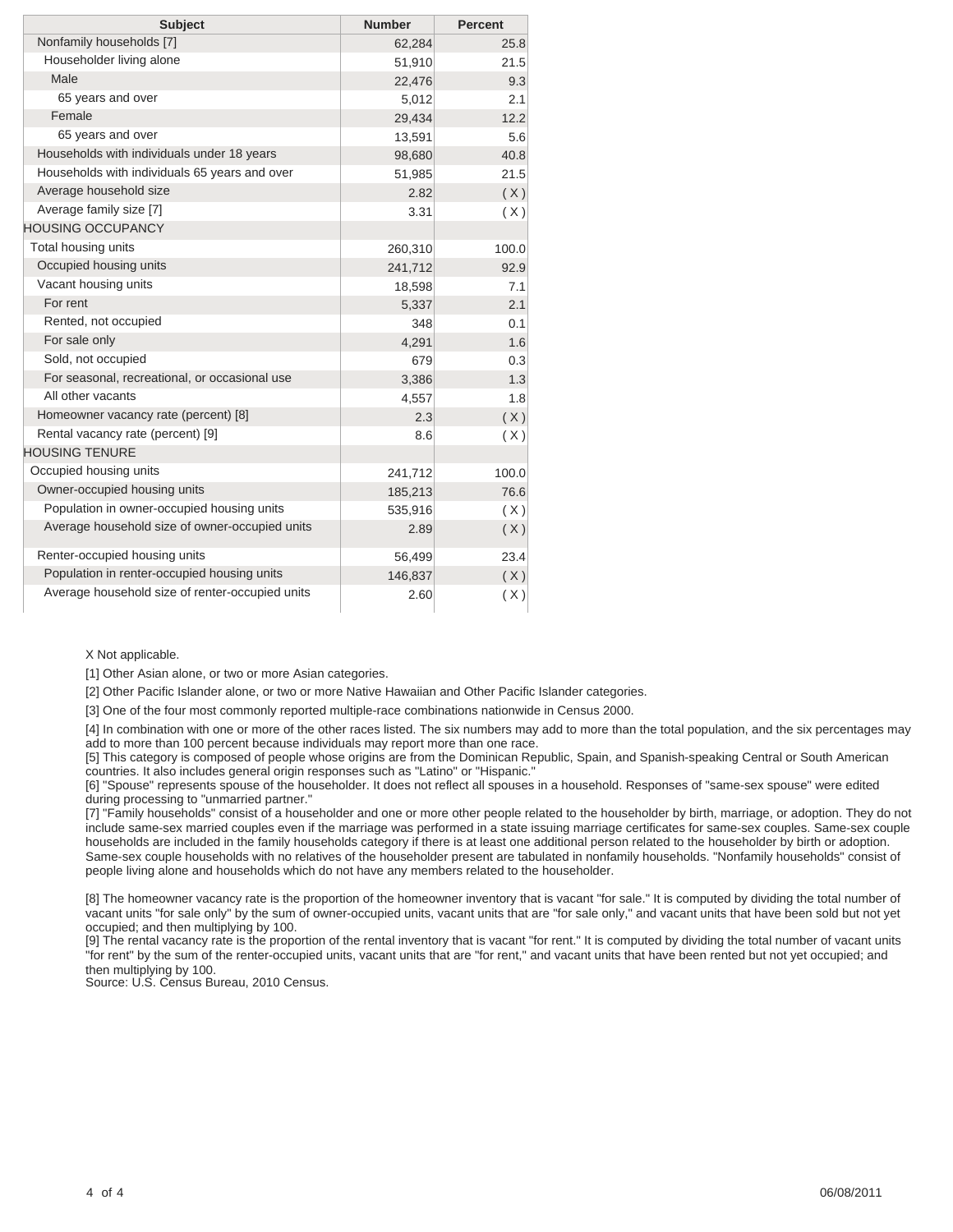| Subject | Number | Percent |
|---|---|---|
| Nonfamily households [7] | 62,284 | 25.8 |
| Householder living alone | 51,910 | 21.5 |
| Male | 22,476 | 9.3 |
| 65 years and over | 5,012 | 2.1 |
| Female | 29,434 | 12.2 |
| 65 years and over | 13,591 | 5.6 |
| Households with individuals under 18 years | 98,680 | 40.8 |
| Households with individuals 65 years and over | 51,985 | 21.5 |
| Average household size | 2.82 | ( X ) |
| Average family size [7] | 3.31 | ( X ) |
| HOUSING OCCUPANCY | | |
| Total housing units | 260,310 | 100.0 |
| Occupied housing units | 241,712 | 92.9 |
| Vacant housing units | 18,598 | 7.1 |
| For rent | 5,337 | 2.1 |
| Rented, not occupied | 348 | 0.1 |
| For sale only | 4,291 | 1.6 |
| Sold, not occupied | 679 | 0.3 |
| For seasonal, recreational, or occasional use | 3,386 | 1.3 |
| All other vacants | 4,557 | 1.8 |
| Homeowner vacancy rate (percent) [8] | 2.3 | ( X ) |
| Rental vacancy rate (percent) [9] | 8.6 | ( X ) |
| HOUSING TENURE | | |
| Occupied housing units | 241,712 | 100.0 |
| Owner-occupied housing units | 185,213 | 76.6 |
| Population in owner-occupied housing units | 535,916 | ( X ) |
| Average household size of owner-occupied units | 2.89 | ( X ) |
| Renter-occupied housing units | 56,499 | 23.4 |
| Population in renter-occupied housing units | 146,837 | ( X ) |
| Average household size of renter-occupied units | 2.60 | ( X ) |

X Not applicable.

[1] Other Asian alone, or two or more Asian categories.

[2] Other Pacific Islander alone, or two or more Native Hawaiian and Other Pacific Islander categories.

[3] One of the four most commonly reported multiple-race combinations nationwide in Census 2000.

[4] In combination with one or more of the other races listed. The six numbers may add to more than the total population, and the six percentages may add to more than 100 percent because individuals may report more than one race.

[5] This category is composed of people whose origins are from the Dominican Republic, Spain, and Spanish-speaking Central or South American countries. It also includes general origin responses such as "Latino" or "Hispanic."

[6] "Spouse" represents spouse of the householder. It does not reflect all spouses in a household. Responses of "same-sex spouse" were edited during processing to "unmarried partner."

[7] "Family households" consist of a householder and one or more other people related to the householder by birth, marriage, or adoption. They do not include same-sex married couples even if the marriage was performed in a state issuing marriage certificates for same-sex couples. Same-sex couple households are included in the family households category if there is at least one additional person related to the householder by birth or adoption. Same-sex couple households with no relatives of the householder present are tabulated in nonfamily households. "Nonfamily households" consist of people living alone and households which do not have any members related to the householder.

[8] The homeowner vacancy rate is the proportion of the homeowner inventory that is vacant "for sale." It is computed by dividing the total number of vacant units "for sale only" by the sum of owner-occupied units, vacant units that are "for sale only," and vacant units that have been sold but not yet occupied; and then multiplying by 100.

[9] The rental vacancy rate is the proportion of the rental inventory that is vacant "for rent." It is computed by dividing the total number of vacant units "for rent" by the sum of the renter-occupied units, vacant units that are "for rent," and vacant units that have been rented but not yet occupied; and then multiplying by 100.

Source: U.S. Census Bureau, 2010 Census.